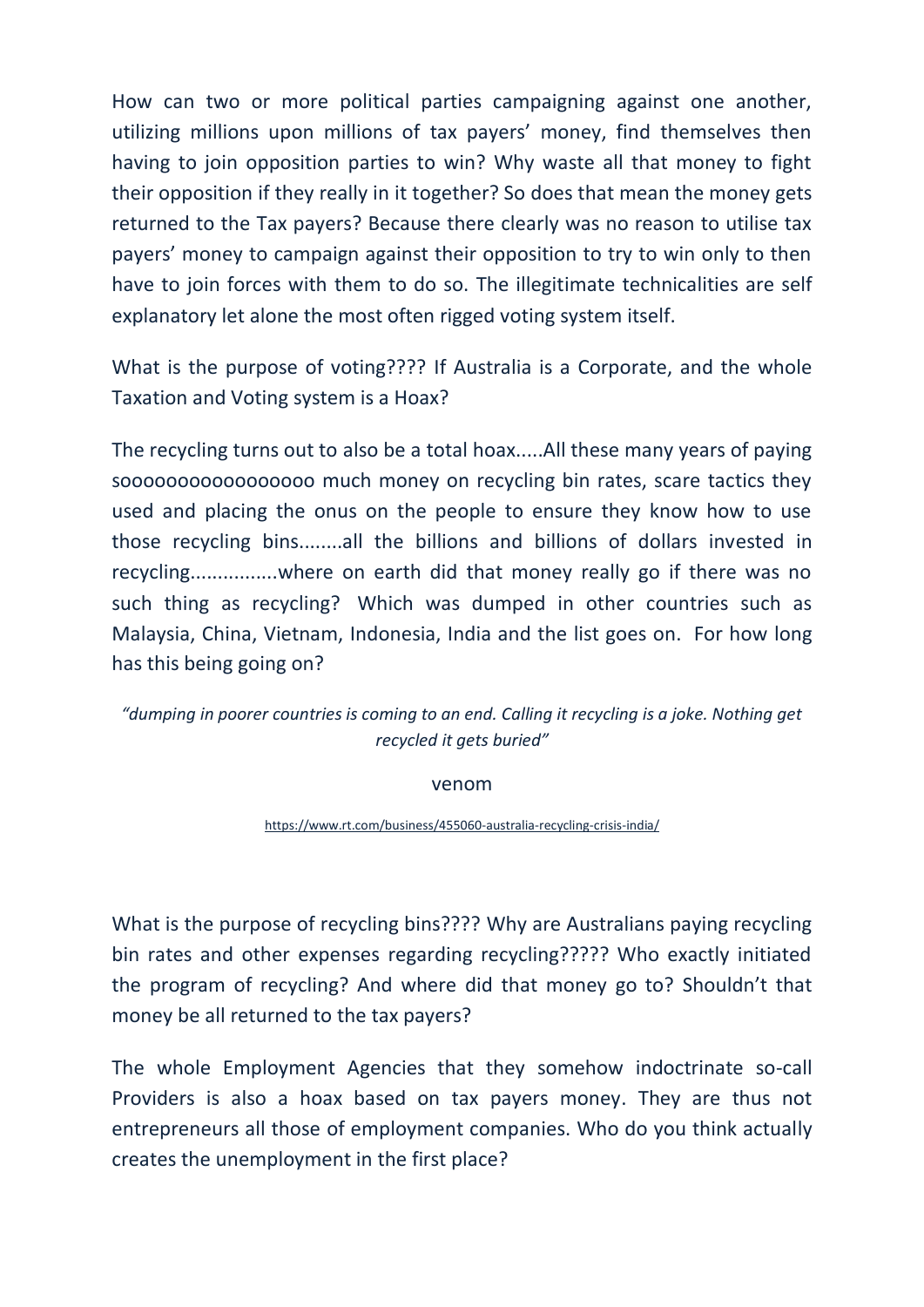How can two or more political parties campaigning against one another, utilizing millions upon millions of tax payers' money, find themselves then having to join opposition parties to win? Why waste all that money to fight their opposition if they really in it together? So does that mean the money gets returned to the Tax payers? Because there clearly was no reason to utilise tax payers' money to campaign against their opposition to try to win only to then have to join forces with them to do so. The illegitimate technicalities are self explanatory let alone the most often rigged voting system itself.

What is the purpose of voting???? If Australia is a Corporate, and the whole Taxation and Voting system is a Hoax?

The recycling turns out to also be a total hoax.....All these many years of paying soooooooooooooooooo much money on recycling bin rates, scare tactics they used and placing the onus on the people to ensure they know how to use those recycling bins........all the billions and billions of dollars invested in recycling................where on earth did that money really go if there was no such thing as recycling? Which was dumped in other countries such as Malaysia, China, Vietnam, Indonesia, India and the list goes on. For how long has this being going on?

*"dumping in poorer countries is coming to an end. Calling it recycling is a joke. Nothing get recycled it gets buried"*

venom

https://www.rt.com/business/455060-australia-recycling-crisis-india/

What is the purpose of recycling bins???? Why are Australians paying recycling bin rates and other expenses regarding recycling????? Who exactly initiated the program of recycling? And where did that money go to? Shouldn't that money be all returned to the tax payers?

The whole Employment Agencies that they somehow indoctrinate so-call Providers is also a hoax based on tax payers money. They are thus not entrepreneurs all those of employment companies. Who do you think actually creates the unemployment in the first place?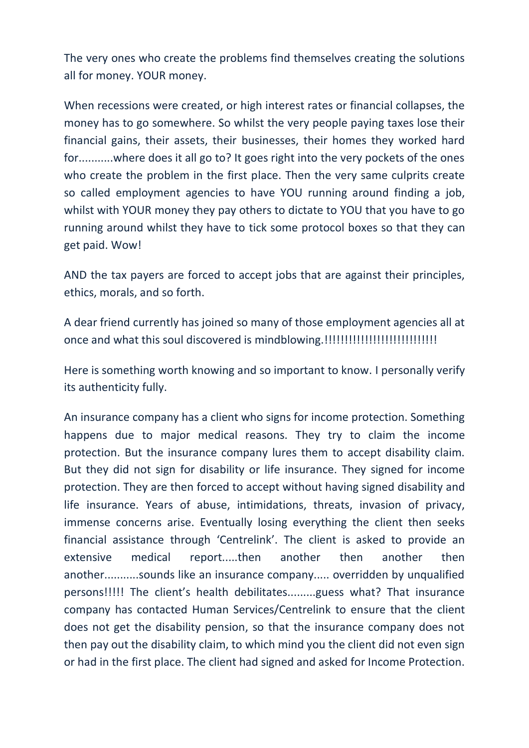The very ones who create the problems find themselves creating the solutions all for money. YOUR money.

When recessions were created, or high interest rates or financial collapses, the money has to go somewhere. So whilst the very people paying taxes lose their financial gains, their assets, their businesses, their homes they worked hard for...........where does it all go to? It goes right into the very pockets of the ones who create the problem in the first place. Then the very same culprits create so called employment agencies to have YOU running around finding a job, whilst with YOUR money they pay others to dictate to YOU that you have to go running around whilst they have to tick some protocol boxes so that they can get paid. Wow!

AND the tax payers are forced to accept jobs that are against their principles, ethics, morals, and so forth.

A dear friend currently has joined so many of those employment agencies all at once and what this soul discovered is mindblowing.!!!!!!!!!!!!!!!!!!!!!!!!!!!!

Here is something worth knowing and so important to know. I personally verify its authenticity fully.

An insurance company has a client who signs for income protection. Something happens due to major medical reasons. They try to claim the income protection. But the insurance company lures them to accept disability claim. But they did not sign for disability or life insurance. They signed for income protection. They are then forced to accept without having signed disability and life insurance. Years of abuse, intimidations, threats, invasion of privacy, immense concerns arise. Eventually losing everything the client then seeks financial assistance through 'Centrelink'. The client is asked to provide an extensive medical report.....then another then another then another...........sounds like an insurance company..... overridden by unqualified persons!!!!! The client's health debilitates.........guess what? That insurance company has contacted Human Services/Centrelink to ensure that the client does not get the disability pension, so that the insurance company does not then pay out the disability claim, to which mind you the client did not even sign or had in the first place. The client had signed and asked for Income Protection.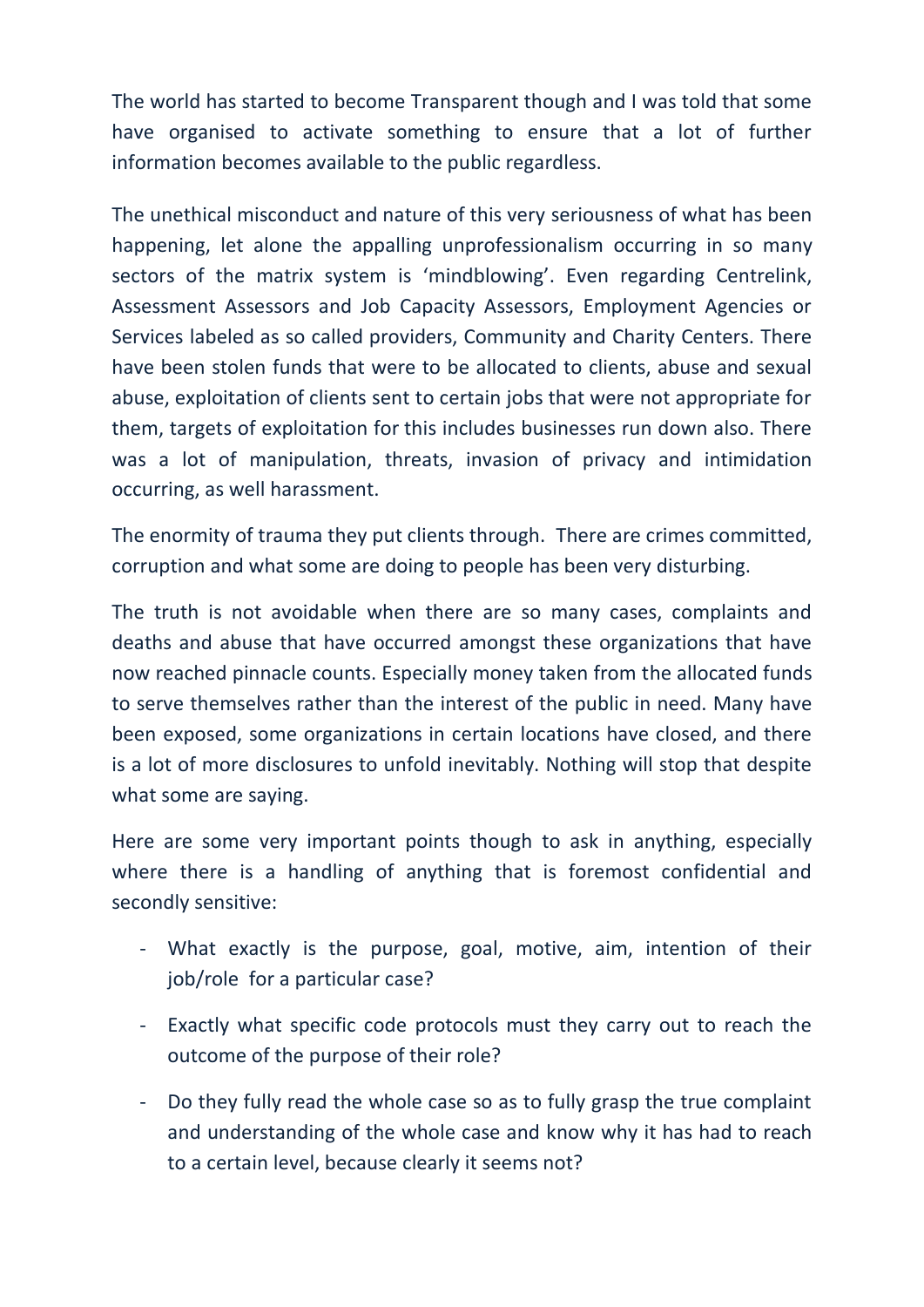The world has started to become Transparent though and I was told that some have organised to activate something to ensure that a lot of further information becomes available to the public regardless.

The unethical misconduct and nature of this very seriousness of what has been happening, let alone the appalling unprofessionalism occurring in so many sectors of the matrix system is 'mindblowing'. Even regarding Centrelink, Assessment Assessors and Job Capacity Assessors, Employment Agencies or Services labeled as so called providers, Community and Charity Centers. There have been stolen funds that were to be allocated to clients, abuse and sexual abuse, exploitation of clients sent to certain jobs that were not appropriate for them, targets of exploitation for this includes businesses run down also. There was a lot of manipulation, threats, invasion of privacy and intimidation occurring, as well harassment.

The enormity of trauma they put clients through. There are crimes committed, corruption and what some are doing to people has been very disturbing.

The truth is not avoidable when there are so many cases, complaints and deaths and abuse that have occurred amongst these organizations that have now reached pinnacle counts. Especially money taken from the allocated funds to serve themselves rather than the interest of the public in need. Many have been exposed, some organizations in certain locations have closed, and there is a lot of more disclosures to unfold inevitably. Nothing will stop that despite what some are saying.

Here are some very important points though to ask in anything, especially where there is a handling of anything that is foremost confidential and secondly sensitive:

- What exactly is the purpose, goal, motive, aim, intention of their job/role for a particular case?
- Exactly what specific code protocols must they carry out to reach the outcome of the purpose of their role?
- Do they fully read the whole case so as to fully grasp the true complaint and understanding of the whole case and know why it has had to reach to a certain level, because clearly it seems not?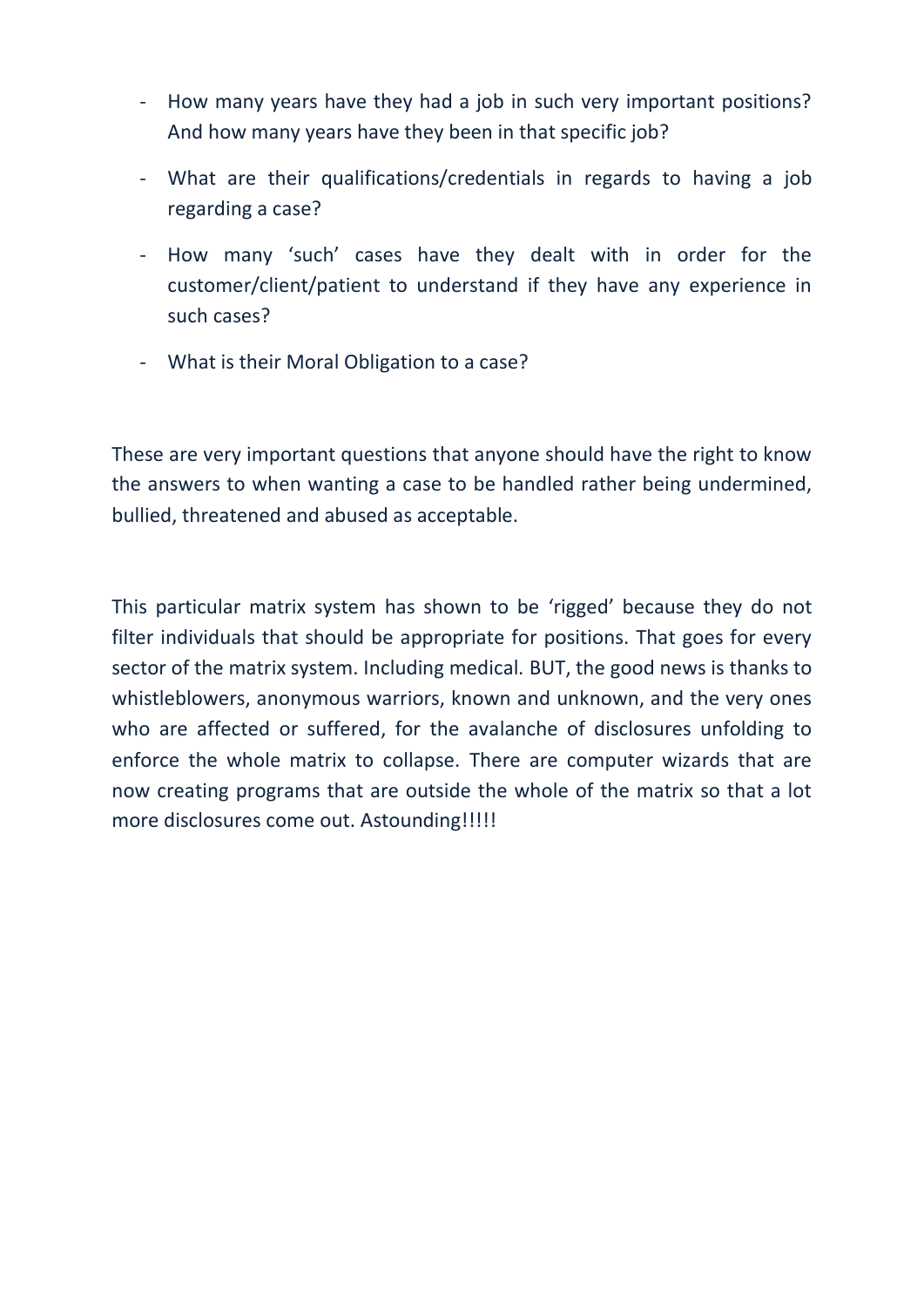- How many years have they had a job in such very important positions? And how many years have they been in that specific job?
- What are their qualifications/credentials in regards to having a job regarding a case?
- How many 'such' cases have they dealt with in order for the customer/client/patient to understand if they have any experience in such cases?
- What is their Moral Obligation to a case?

These are very important questions that anyone should have the right to know the answers to when wanting a case to be handled rather being undermined, bullied, threatened and abused as acceptable.

This particular matrix system has shown to be 'rigged' because they do not filter individuals that should be appropriate for positions. That goes for every sector of the matrix system. Including medical. BUT, the good news is thanks to whistleblowers, anonymous warriors, known and unknown, and the very ones who are affected or suffered, for the avalanche of disclosures unfolding to enforce the whole matrix to collapse. There are computer wizards that are now creating programs that are outside the whole of the matrix so that a lot more disclosures come out. Astounding!!!!!